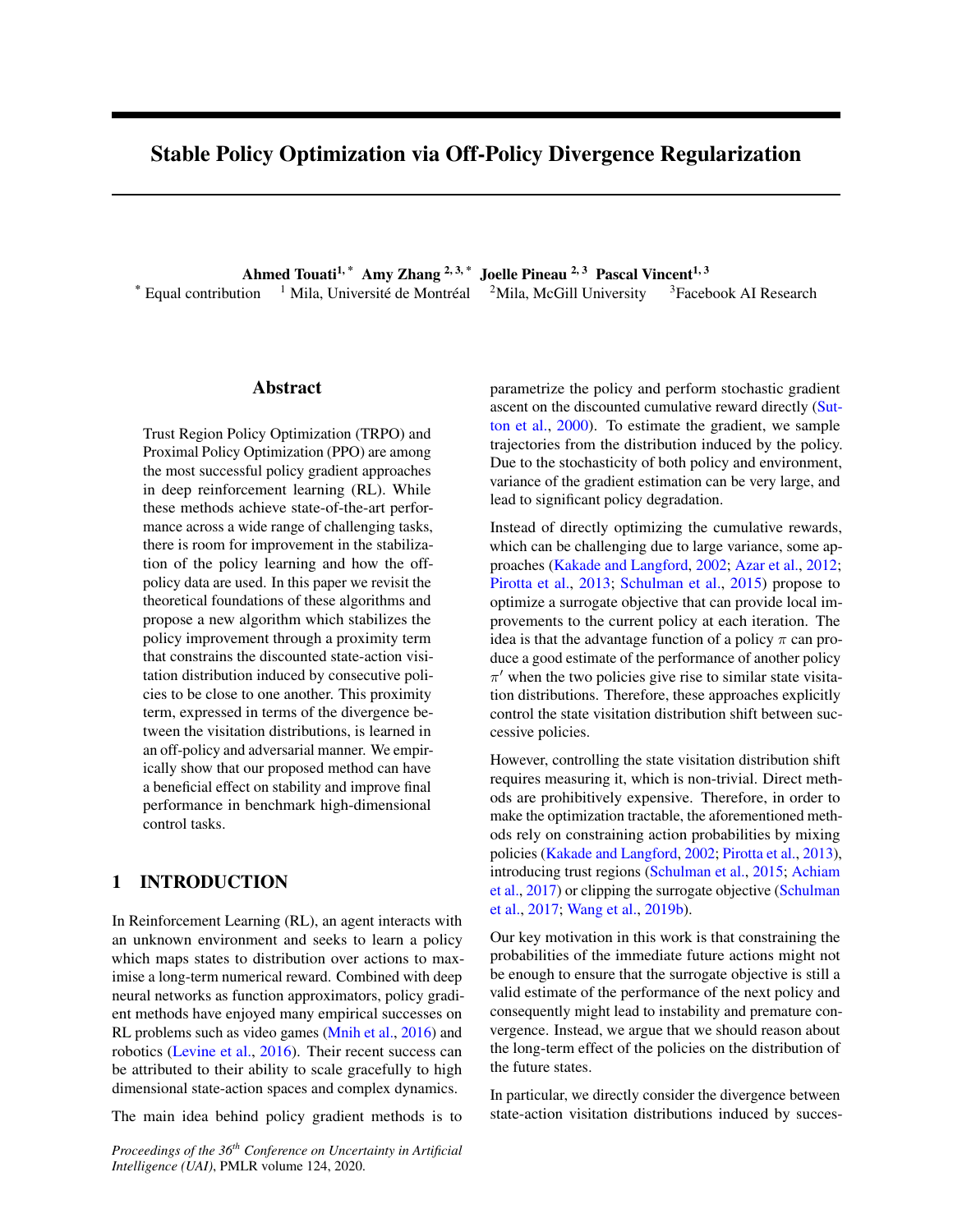# Stable Policy Optimization via Off-Policy Divergence Regularization

**Ahmed Touati**[1,*] **Amy Zhang**[2,3,*] **Joelle Pineau**[2,3] **Pascal Vincent**[1,3]

[*] Equal contribution [1] Mila, Université de Montréal [2]Mila, McGill University [3]Facebook AI Research

## Abstract

Trust Region Policy Optimization (TRPO) and Proximal Policy Optimization (PPO) are among the most successful policy gradient approaches in deep reinforcement learning (RL). While these methods achieve state-of-the-art performance across a wide range of challenging tasks, there is room for improvement in the stabilization of the policy learning and how the off-policy data are used. In this paper we revisit the theoretical foundations of these algorithms and propose a new algorithm which stabilizes the policy improvement through a proximity term that constrains the discounted state-action visitation distribution induced by consecutive policies to be close to one another. This proximity term, expressed in terms of the divergence between the visitation distributions, is learned in an off-policy and adversarial manner. We empirically show that our proposed method can have a beneficial effect on stability and improve final performance in benchmark high-dimensional control tasks.

## 1 INTRODUCTION

In Reinforcement Learning (RL), an agent interacts with an unknown environment and seeks to learn a policy which maps states to distribution over actions to maximise a long-term numerical reward. Combined with deep neural networks as function approximators, policy gradient methods have enjoyed many empirical successes on RL problems such as video games (Mnih et al., 2016) and robotics (Levine et al., 2016). Their recent success can be attributed to their ability to scale gracefully to high dimensional state-action spaces and complex dynamics.

The main idea behind policy gradient methods is to parametrize the policy and perform stochastic gradient ascent on the discounted cumulative reward directly (Sutton et al., 2000). To estimate the gradient, we sample trajectories from the distribution induced by the policy. Due to the stochasticity of both policy and environment, variance of the gradient estimation can be very large, and lead to significant policy degradation.

Instead of directly optimizing the cumulative rewards, which can be challenging due to large variance, some approaches (Kakade and Langford, 2002; Azar et al., 2012; Pirotta et al., 2013; Schulman et al., 2015) propose to optimize a surrogate objective that can provide local improvements to the current policy at each iteration. The idea is that the advantage function of a policy $\pi$ can produce a good estimate of the performance of another policy $\pi'$ when the two policies give rise to similar state visitation distributions. Therefore, these approaches explicitly control the state visitation distribution shift between successive policies.

However, controlling the state visitation distribution shift requires measuring it, which is non-trivial. Direct methods are prohibitively expensive. Therefore, in order to make the optimization tractable, the aforementioned methods rely on constraining action probabilities by mixing policies (Kakade and Langford, 2002; Pirotta et al., 2013), introducing trust regions (Schulman et al., 2015; Achiam et al., 2017) or clipping the surrogate objective (Schulman et al., 2017; Wang et al., 2019b).

Our key motivation in this work is that constraining the probabilities of the immediate future actions might not be enough to ensure that the surrogate objective is still a valid estimate of the performance of the next policy and consequently might lead to instability and premature convergence. Instead, we argue that we should reason about the long-term effect of the policies on the distribution of the future states.

In particular, we directly consider the divergence between state-action visitation distributions induced by succes-

*Proceedings of the 36[th] Conference on Uncertainty in Artificial Intelligence (UAI)*, PMLR volume 124, 2020.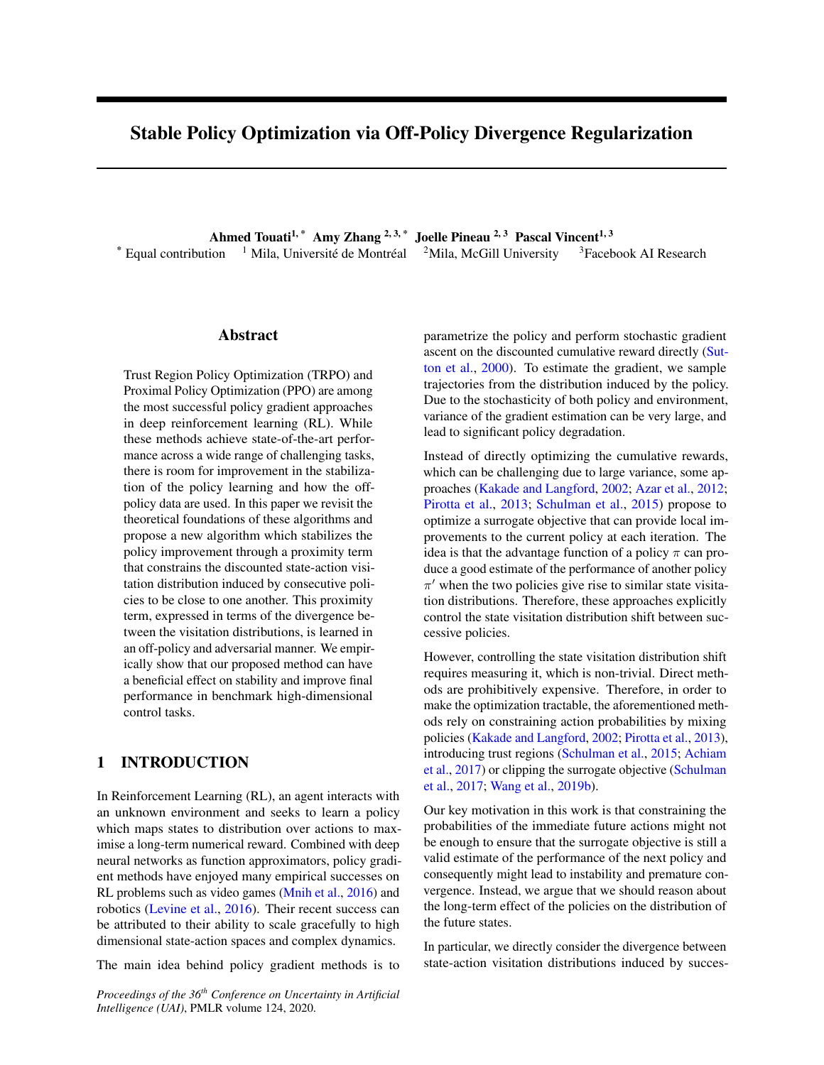# Stable Policy Optimization via Off-Policy Divergence Regularization

**Ahmed Touati**[1,*] **Amy Zhang**[2,3,*] **Joelle Pineau**[2,3] **Pascal Vincent**[1,3]

[*] Equal contribution [1] Mila, Université de Montréal [2]Mila, McGill University [3]Facebook AI Research

## Abstract

Trust Region Policy Optimization (TRPO) and Proximal Policy Optimization (PPO) are among the most successful policy gradient approaches in deep reinforcement learning (RL). While these methods achieve state-of-the-art performance across a wide range of challenging tasks, there is room for improvement in the stabilization of the policy learning and how the off-policy data are used. In this paper we revisit the theoretical foundations of these algorithms and propose a new algorithm which stabilizes the policy improvement through a proximity term that constrains the discounted state-action visitation distribution induced by consecutive policies to be close to one another. This proximity term, expressed in terms of the divergence between the visitation distributions, is learned in an off-policy and adversarial manner. We empirically show that our proposed method can have a beneficial effect on stability and improve final performance in benchmark high-dimensional control tasks.

## 1 INTRODUCTION

In Reinforcement Learning (RL), an agent interacts with an unknown environment and seeks to learn a policy which maps states to distribution over actions to maximise a long-term numerical reward. Combined with deep neural networks as function approximators, policy gradient methods have enjoyed many empirical successes on RL problems such as video games (Mnih et al., 2016) and robotics (Levine et al., 2016). Their recent success can be attributed to their ability to scale gracefully to high dimensional state-action spaces and complex dynamics.

The main idea behind policy gradient methods is to parametrize the policy and perform stochastic gradient ascent on the discounted cumulative reward directly (Sutton et al., 2000). To estimate the gradient, we sample trajectories from the distribution induced by the policy. Due to the stochasticity of both policy and environment, variance of the gradient estimation can be very large, and lead to significant policy degradation.

Instead of directly optimizing the cumulative rewards, which can be challenging due to large variance, some approaches (Kakade and Langford, 2002; Azar et al., 2012; Pirotta et al., 2013; Schulman et al., 2015) propose to optimize a surrogate objective that can provide local improvements to the current policy at each iteration. The idea is that the advantage function of a policy $\pi$ can produce a good estimate of the performance of another policy $\pi'$ when the two policies give rise to similar state visitation distributions. Therefore, these approaches explicitly control the state visitation distribution shift between successive policies.

However, controlling the state visitation distribution shift requires measuring it, which is non-trivial. Direct methods are prohibitively expensive. Therefore, in order to make the optimization tractable, the aforementioned methods rely on constraining action probabilities by mixing policies (Kakade and Langford, 2002; Pirotta et al., 2013), introducing trust regions (Schulman et al., 2015; Achiam et al., 2017) or clipping the surrogate objective (Schulman et al., 2017; Wang et al., 2019b).

Our key motivation in this work is that constraining the probabilities of the immediate future actions might not be enough to ensure that the surrogate objective is still a valid estimate of the performance of the next policy and consequently might lead to instability and premature convergence. Instead, we argue that we should reason about the long-term effect of the policies on the distribution of the future states.

In particular, we directly consider the divergence between state-action visitation distributions induced by succes-

*Proceedings of the 36th Conference on Uncertainty in Artificial Intelligence (UAI)*, PMLR volume 124, 2020.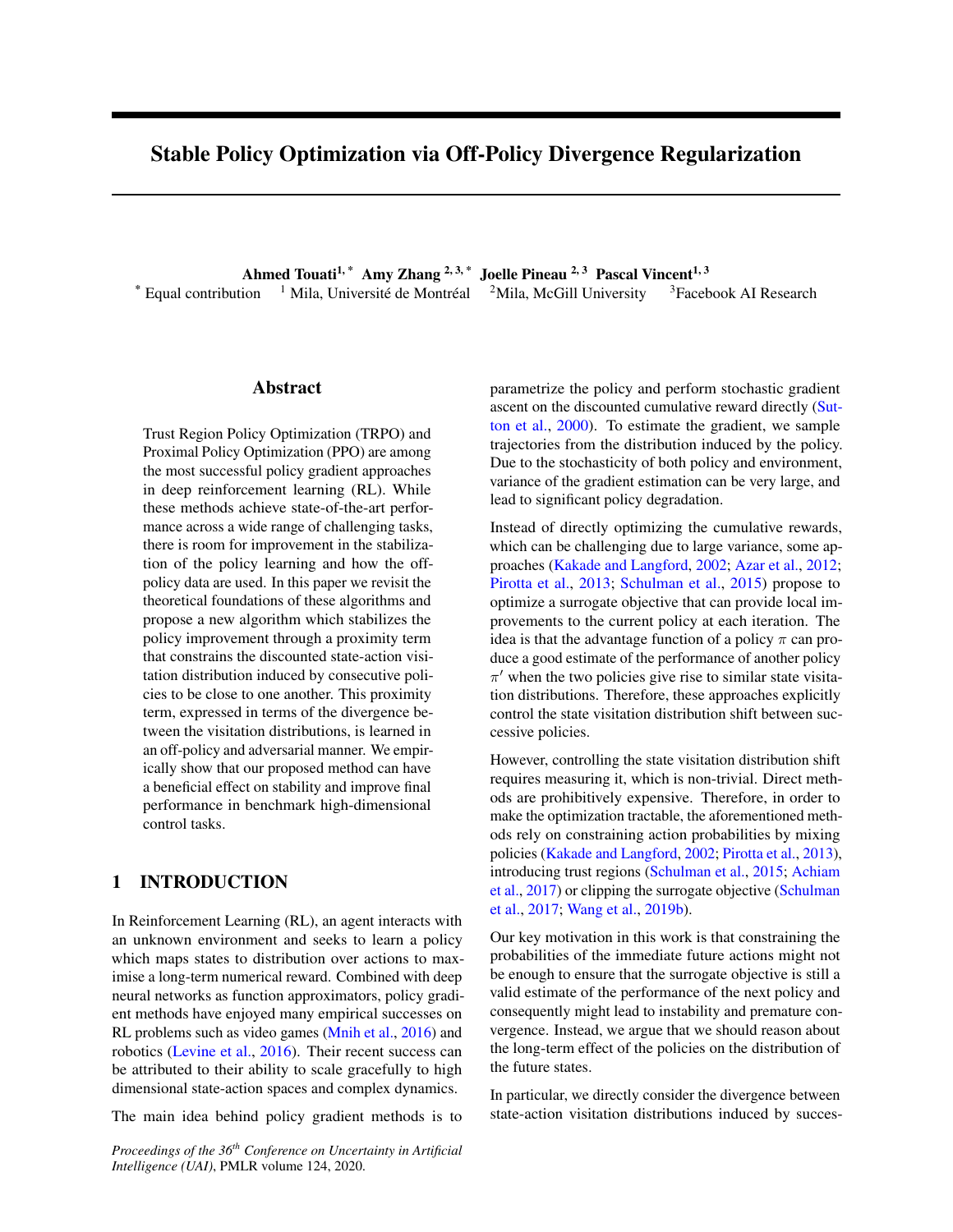# Stable Policy Optimization via Off-Policy Divergence Regularization

**Ahmed Touati**[1,*] **Amy Zhang**[2,3,*] **Joelle Pineau**[2,3] **Pascal Vincent**[1,3]

[*] Equal contribution [1] Mila, Université de Montréal [2]Mila, McGill University [3]Facebook AI Research

## Abstract

Trust Region Policy Optimization (TRPO) and Proximal Policy Optimization (PPO) are among the most successful policy gradient approaches in deep reinforcement learning (RL). While these methods achieve state-of-the-art performance across a wide range of challenging tasks, there is room for improvement in the stabilization of the policy learning and how the off-policy data are used. In this paper we revisit the theoretical foundations of these algorithms and propose a new algorithm which stabilizes the policy improvement through a proximity term that constrains the discounted state-action visitation distribution induced by consecutive policies to be close to one another. This proximity term, expressed in terms of the divergence between the visitation distributions, is learned in an off-policy and adversarial manner. We empirically show that our proposed method can have a beneficial effect on stability and improve final performance in benchmark high-dimensional control tasks.

## 1 INTRODUCTION

In Reinforcement Learning (RL), an agent interacts with an unknown environment and seeks to learn a policy which maps states to distribution over actions to maximise a long-term numerical reward. Combined with deep neural networks as function approximators, policy gradient methods have enjoyed many empirical successes on RL problems such as video games (Mnih et al., 2016) and robotics (Levine et al., 2016). Their recent success can be attributed to their ability to scale gracefully to high dimensional state-action spaces and complex dynamics.

The main idea behind policy gradient methods is to parametrize the policy and perform stochastic gradient ascent on the discounted cumulative reward directly (Sutton et al., 2000). To estimate the gradient, we sample trajectories from the distribution induced by the policy. Due to the stochasticity of both policy and environment, variance of the gradient estimation can be very large, and lead to significant policy degradation.

Instead of directly optimizing the cumulative rewards, which can be challenging due to large variance, some approaches (Kakade and Langford, 2002; Azar et al., 2012; Pirotta et al., 2013; Schulman et al., 2015) propose to optimize a surrogate objective that can provide local improvements to the current policy at each iteration. The idea is that the advantage function of a policy $\pi$ can produce a good estimate of the performance of another policy $\pi'$ when the two policies give rise to similar state visitation distributions. Therefore, these approaches explicitly control the state visitation distribution shift between successive policies.

However, controlling the state visitation distribution shift requires measuring it, which is non-trivial. Direct methods are prohibitively expensive. Therefore, in order to make the optimization tractable, the aforementioned methods rely on constraining action probabilities by mixing policies (Kakade and Langford, 2002; Pirotta et al., 2013), introducing trust regions (Schulman et al., 2015; Achiam et al., 2017) or clipping the surrogate objective (Schulman et al., 2017; Wang et al., 2019b).

Our key motivation in this work is that constraining the probabilities of the immediate future actions might not be enough to ensure that the surrogate objective is still a valid estimate of the performance of the next policy and consequently might lead to instability and premature convergence. Instead, we argue that we should reason about the long-term effect of the policies on the distribution of the future states.

In particular, we directly consider the divergence between state-action visitation distributions induced by succes-

*Proceedings of the 36th Conference on Uncertainty in Artificial Intelligence (UAI)*, PMLR volume 124, 2020.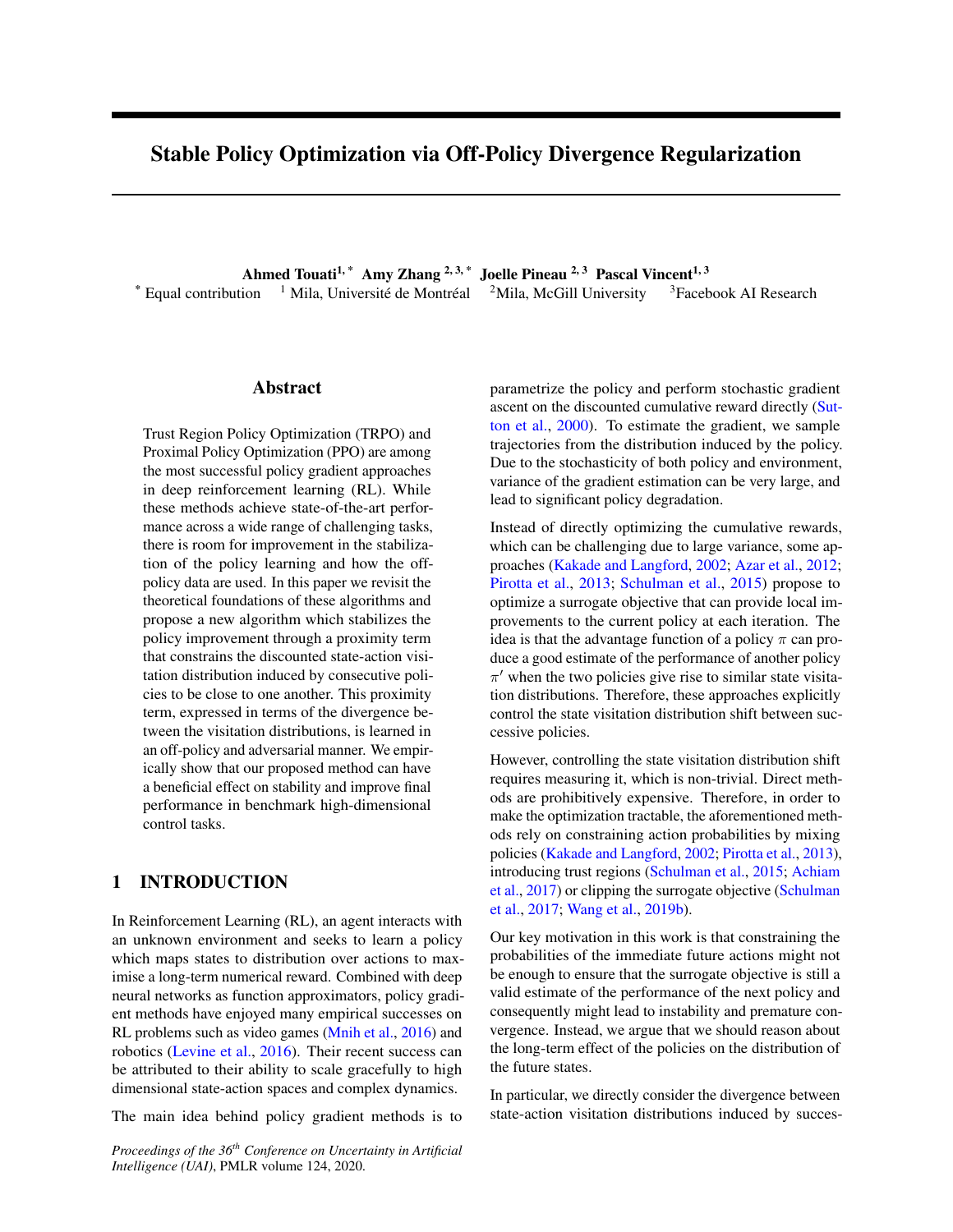# Stable Policy Optimization via Off-Policy Divergence Regularization

**Ahmed Touati**[1,*] **Amy Zhang**[2,3,*] **Joelle Pineau**[2,3] **Pascal Vincent**[1,3]

[*] Equal contribution [1] Mila, Université de Montréal [2]Mila, McGill University [3]Facebook AI Research

## Abstract

Trust Region Policy Optimization (TRPO) and Proximal Policy Optimization (PPO) are among the most successful policy gradient approaches in deep reinforcement learning (RL). While these methods achieve state-of-the-art performance across a wide range of challenging tasks, there is room for improvement in the stabilization of the policy learning and how the off-policy data are used. In this paper we revisit the theoretical foundations of these algorithms and propose a new algorithm which stabilizes the policy improvement through a proximity term that constrains the discounted state-action visitation distribution induced by consecutive policies to be close to one another. This proximity term, expressed in terms of the divergence between the visitation distributions, is learned in an off-policy and adversarial manner. We empirically show that our proposed method can have a beneficial effect on stability and improve final performance in benchmark high-dimensional control tasks.

## 1 INTRODUCTION

In Reinforcement Learning (RL), an agent interacts with an unknown environment and seeks to learn a policy which maps states to distribution over actions to maximise a long-term numerical reward. Combined with deep neural networks as function approximators, policy gradient methods have enjoyed many empirical successes on RL problems such as video games (Mnih et al., 2016) and robotics (Levine et al., 2016). Their recent success can be attributed to their ability to scale gracefully to high dimensional state-action spaces and complex dynamics.

The main idea behind policy gradient methods is to parametrize the policy and perform stochastic gradient ascent on the discounted cumulative reward directly (Sutton et al., 2000). To estimate the gradient, we sample trajectories from the distribution induced by the policy. Due to the stochasticity of both policy and environment, variance of the gradient estimation can be very large, and lead to significant policy degradation.

Instead of directly optimizing the cumulative rewards, which can be challenging due to large variance, some approaches (Kakade and Langford, 2002; Azar et al., 2012; Pirotta et al., 2013; Schulman et al., 2015) propose to optimize a surrogate objective that can provide local improvements to the current policy at each iteration. The idea is that the advantage function of a policy $\pi$ can produce a good estimate of the performance of another policy $\pi'$ when the two policies give rise to similar state visitation distributions. Therefore, these approaches explicitly control the state visitation distribution shift between successive policies.

However, controlling the state visitation distribution shift requires measuring it, which is non-trivial. Direct methods are prohibitively expensive. Therefore, in order to make the optimization tractable, the aforementioned methods rely on constraining action probabilities by mixing policies (Kakade and Langford, 2002; Pirotta et al., 2013), introducing trust regions (Schulman et al., 2015; Achiam et al., 2017) or clipping the surrogate objective (Schulman et al., 2017; Wang et al., 2019b).

Our key motivation in this work is that constraining the probabilities of the immediate future actions might not be enough to ensure that the surrogate objective is still a valid estimate of the performance of the next policy and consequently might lead to instability and premature convergence. Instead, we argue that we should reason about the long-term effect of the policies on the distribution of the future states.

In particular, we directly consider the divergence between state-action visitation distributions induced by succes-

*Proceedings of the 36[th] Conference on Uncertainty in Artificial Intelligence (UAI)*, PMLR volume 124, 2020.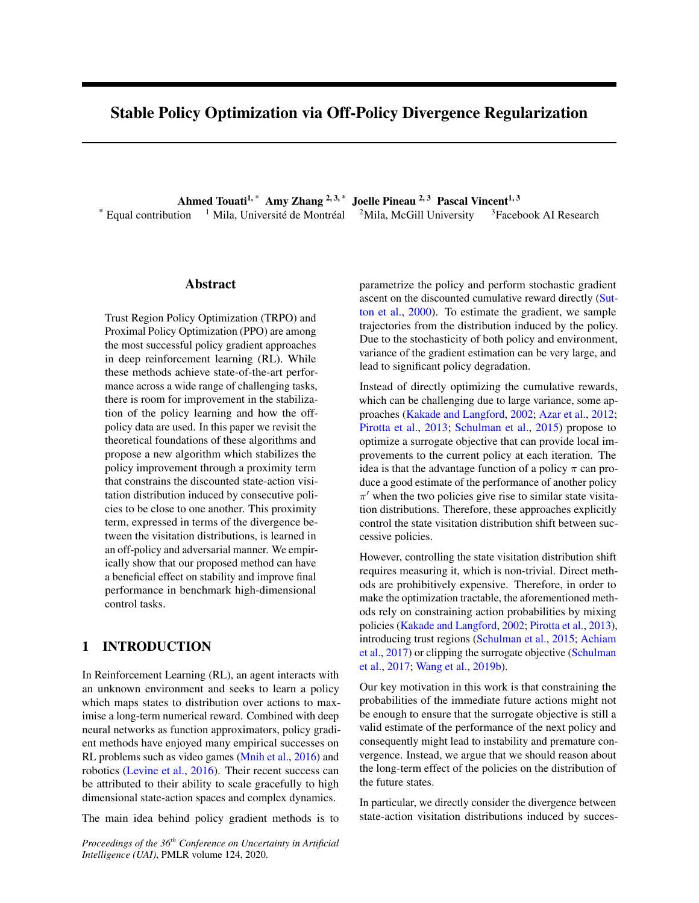# Stable Policy Optimization via Off-Policy Divergence Regularization

**Ahmed Touati**[1,*] **Amy Zhang**[2,3,*] **Joelle Pineau**[2,3] **Pascal Vincent**[1,3]

[*] Equal contribution [1] Mila, Université de Montréal [2]Mila, McGill University [3]Facebook AI Research

## Abstract

Trust Region Policy Optimization (TRPO) and Proximal Policy Optimization (PPO) are among the most successful policy gradient approaches in deep reinforcement learning (RL). While these methods achieve state-of-the-art performance across a wide range of challenging tasks, there is room for improvement in the stabilization of the policy learning and how the off-policy data are used. In this paper we revisit the theoretical foundations of these algorithms and propose a new algorithm which stabilizes the policy improvement through a proximity term that constrains the discounted state-action visitation distribution induced by consecutive policies to be close to one another. This proximity term, expressed in terms of the divergence between the visitation distributions, is learned in an off-policy and adversarial manner. We empirically show that our proposed method can have a beneficial effect on stability and improve final performance in benchmark high-dimensional control tasks.

## 1 INTRODUCTION

In Reinforcement Learning (RL), an agent interacts with an unknown environment and seeks to learn a policy which maps states to distribution over actions to maximise a long-term numerical reward. Combined with deep neural networks as function approximators, policy gradient methods have enjoyed many empirical successes on RL problems such as video games (Mnih et al., 2016) and robotics (Levine et al., 2016). Their recent success can be attributed to their ability to scale gracefully to high dimensional state-action spaces and complex dynamics.

The main idea behind policy gradient methods is to parametrize the policy and perform stochastic gradient ascent on the discounted cumulative reward directly (Sutton et al., 2000). To estimate the gradient, we sample trajectories from the distribution induced by the policy. Due to the stochasticity of both policy and environment, variance of the gradient estimation can be very large, and lead to significant policy degradation.

Instead of directly optimizing the cumulative rewards, which can be challenging due to large variance, some approaches (Kakade and Langford, 2002; Azar et al., 2012; Pirotta et al., 2013; Schulman et al., 2015) propose to optimize a surrogate objective that can provide local improvements to the current policy at each iteration. The idea is that the advantage function of a policy $\pi$ can produce a good estimate of the performance of another policy $\pi'$ when the two policies give rise to similar state visitation distributions. Therefore, these approaches explicitly control the state visitation distribution shift between successive policies.

However, controlling the state visitation distribution shift requires measuring it, which is non-trivial. Direct methods are prohibitively expensive. Therefore, in order to make the optimization tractable, the aforementioned methods rely on constraining action probabilities by mixing policies (Kakade and Langford, 2002; Pirotta et al., 2013), introducing trust regions (Schulman et al., 2015; Achiam et al., 2017) or clipping the surrogate objective (Schulman et al., 2017; Wang et al., 2019b).

Our key motivation in this work is that constraining the probabilities of the immediate future actions might not be enough to ensure that the surrogate objective is still a valid estimate of the performance of the next policy and consequently might lead to instability and premature convergence. Instead, we argue that we should reason about the long-term effect of the policies on the distribution of the future states.

In particular, we directly consider the divergence between state-action visitation distributions induced by succes-

*Proceedings of the 36th Conference on Uncertainty in Artificial Intelligence (UAI)*, PMLR volume 124, 2020.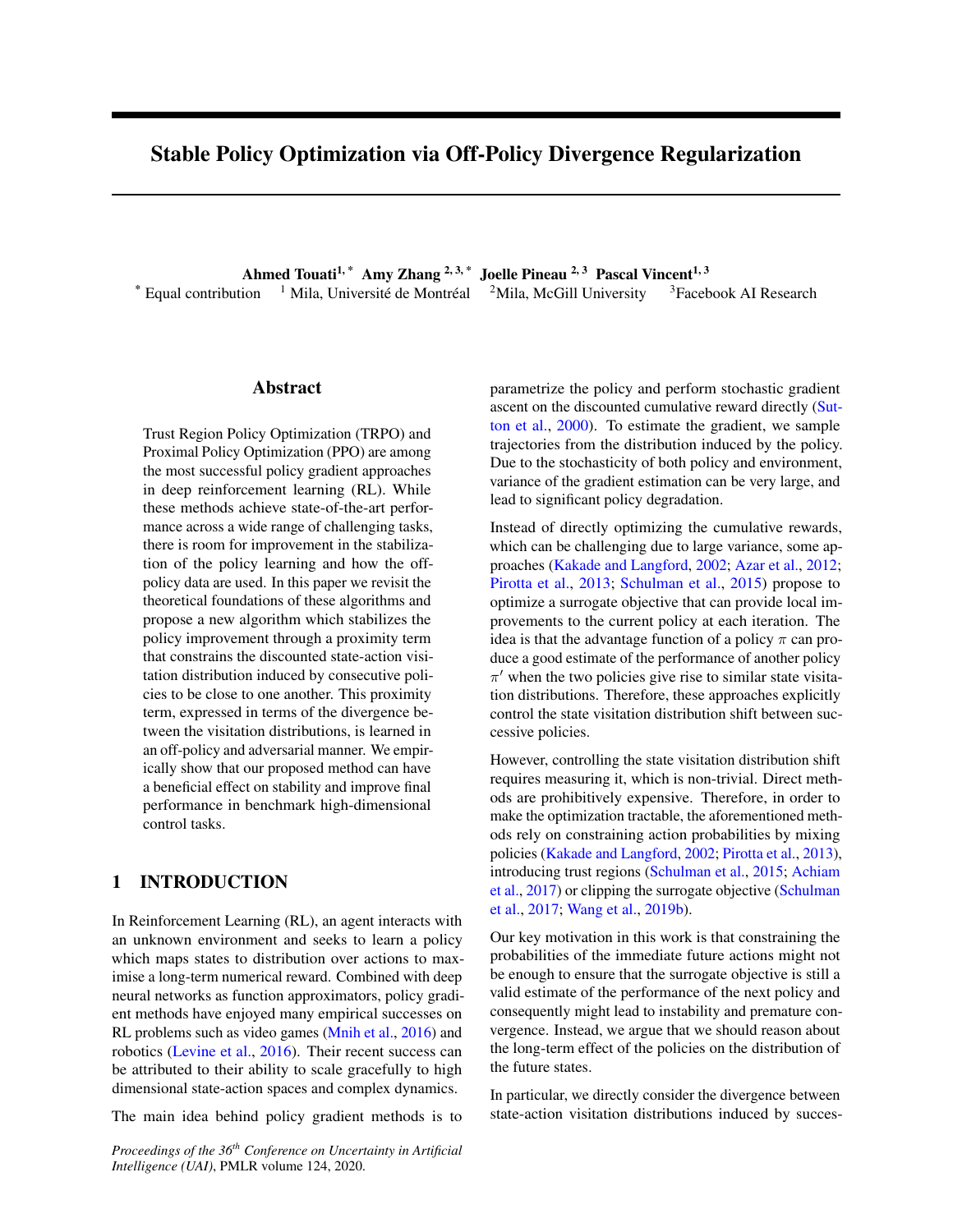# Stable Policy Optimization via Off-Policy Divergence Regularization

**Ahmed Touati**[1,*] **Amy Zhang** [2,3,*] **Joelle Pineau** [2,3] **Pascal Vincent**[1,3]

[*] Equal contribution [1] Mila, Université de Montréal [2]Mila, McGill University [3]Facebook AI Research

## Abstract

Trust Region Policy Optimization (TRPO) and Proximal Policy Optimization (PPO) are among the most successful policy gradient approaches in deep reinforcement learning (RL). While these methods achieve state-of-the-art performance across a wide range of challenging tasks, there is room for improvement in the stabilization of the policy learning and how the off-policy data are used. In this paper we revisit the theoretical foundations of these algorithms and propose a new algorithm which stabilizes the policy improvement through a proximity term that constrains the discounted state-action visitation distribution induced by consecutive policies to be close to one another. This proximity term, expressed in terms of the divergence between the visitation distributions, is learned in an off-policy and adversarial manner. We empirically show that our proposed method can have a beneficial effect on stability and improve final performance in benchmark high-dimensional control tasks.

## 1 INTRODUCTION

In Reinforcement Learning (RL), an agent interacts with an unknown environment and seeks to learn a policy which maps states to distribution over actions to maximise a long-term numerical reward. Combined with deep neural networks as function approximators, policy gradient methods have enjoyed many empirical successes on RL problems such as video games (Mnih et al., 2016) and robotics (Levine et al., 2016). Their recent success can be attributed to their ability to scale gracefully to high dimensional state-action spaces and complex dynamics.

The main idea behind policy gradient methods is to parametrize the policy and perform stochastic gradient ascent on the discounted cumulative reward directly (Sutton et al., 2000). To estimate the gradient, we sample trajectories from the distribution induced by the policy. Due to the stochasticity of both policy and environment, variance of the gradient estimation can be very large, and lead to significant policy degradation.

Instead of directly optimizing the cumulative rewards, which can be challenging due to large variance, some approaches (Kakade and Langford, 2002; Azar et al., 2012; Pirotta et al., 2013; Schulman et al., 2015) propose to optimize a surrogate objective that can provide local improvements to the current policy at each iteration. The idea is that the advantage function of a policy $\pi$ can produce a good estimate of the performance of another policy $\pi'$ when the two policies give rise to similar state visitation distributions. Therefore, these approaches explicitly control the state visitation distribution shift between successive policies.

However, controlling the state visitation distribution shift requires measuring it, which is non-trivial. Direct methods are prohibitively expensive. Therefore, in order to make the optimization tractable, the aforementioned methods rely on constraining action probabilities by mixing policies (Kakade and Langford, 2002; Pirotta et al., 2013), introducing trust regions (Schulman et al., 2015; Achiam et al., 2017) or clipping the surrogate objective (Schulman et al., 2017; Wang et al., 2019b).

Our key motivation in this work is that constraining the probabilities of the immediate future actions might not be enough to ensure that the surrogate objective is still a valid estimate of the performance of the next policy and consequently might lead to instability and premature convergence. Instead, we argue that we should reason about the long-term effect of the policies on the distribution of the future states.

In particular, we directly consider the divergence between state-action visitation distributions induced by succes-

*Proceedings of the 36th Conference on Uncertainty in Artificial Intelligence (UAI)*, PMLR volume 124, 2020.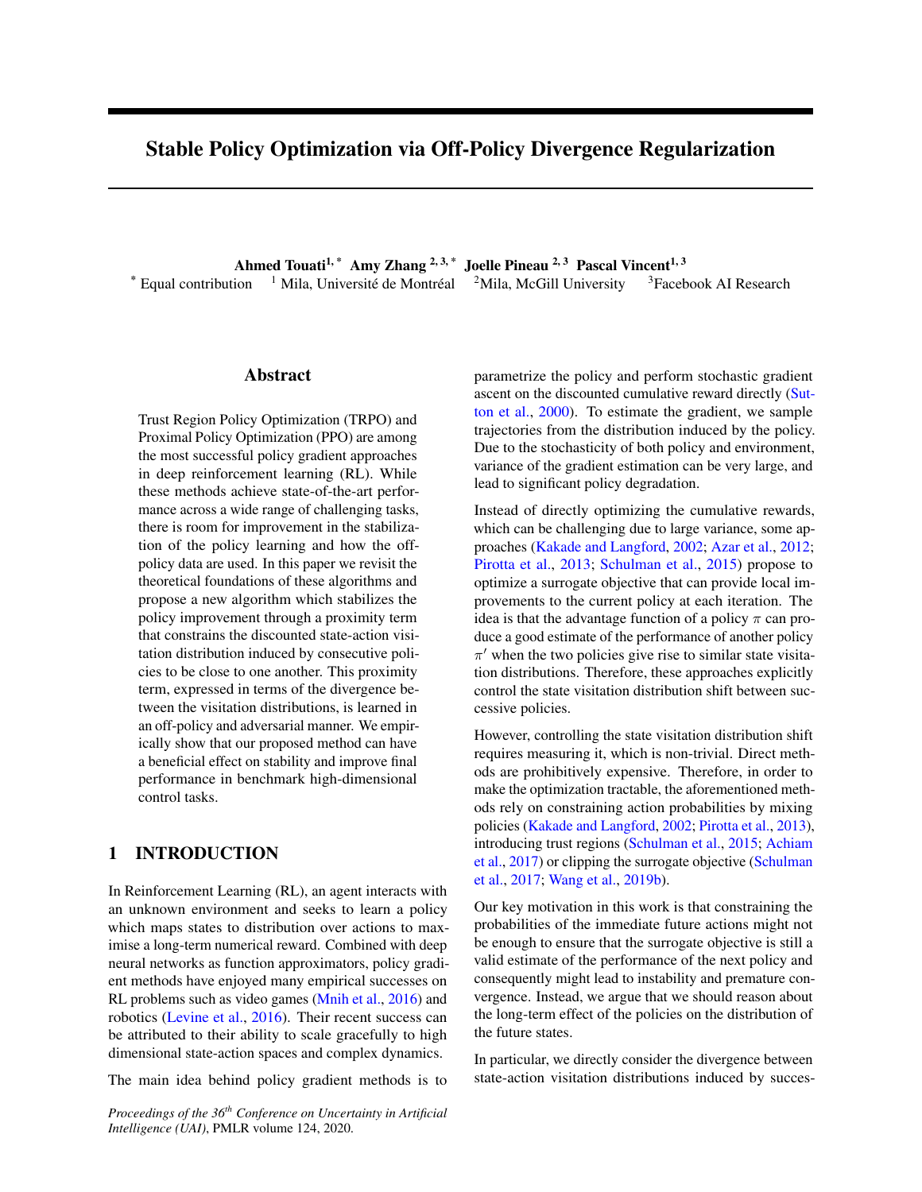# Stable Policy Optimization via Off-Policy Divergence Regularization

**Ahmed Touati**[1,*] **Amy Zhang**[2,3,*] **Joelle Pineau**[2,3] **Pascal Vincent**[1,3]

[*] Equal contribution [1] Mila, Université de Montréal [2]Mila, McGill University [3]Facebook AI Research

## Abstract

Trust Region Policy Optimization (TRPO) and Proximal Policy Optimization (PPO) are among the most successful policy gradient approaches in deep reinforcement learning (RL). While these methods achieve state-of-the-art performance across a wide range of challenging tasks, there is room for improvement in the stabilization of the policy learning and how the off-policy data are used. In this paper we revisit the theoretical foundations of these algorithms and propose a new algorithm which stabilizes the policy improvement through a proximity term that constrains the discounted state-action visitation distribution induced by consecutive policies to be close to one another. This proximity term, expressed in terms of the divergence between the visitation distributions, is learned in an off-policy and adversarial manner. We empirically show that our proposed method can have a beneficial effect on stability and improve final performance in benchmark high-dimensional control tasks.

## 1 INTRODUCTION

In Reinforcement Learning (RL), an agent interacts with an unknown environment and seeks to learn a policy which maps states to distribution over actions to maximise a long-term numerical reward. Combined with deep neural networks as function approximators, policy gradient methods have enjoyed many empirical successes on RL problems such as video games (Mnih et al., 2016) and robotics (Levine et al., 2016). Their recent success can be attributed to their ability to scale gracefully to high dimensional state-action spaces and complex dynamics.

The main idea behind policy gradient methods is to parametrize the policy and perform stochastic gradient ascent on the discounted cumulative reward directly (Sutton et al., 2000). To estimate the gradient, we sample trajectories from the distribution induced by the policy. Due to the stochasticity of both policy and environment, variance of the gradient estimation can be very large, and lead to significant policy degradation.

Instead of directly optimizing the cumulative rewards, which can be challenging due to large variance, some approaches (Kakade and Langford, 2002; Azar et al., 2012; Pirotta et al., 2013; Schulman et al., 2015) propose to optimize a surrogate objective that can provide local improvements to the current policy at each iteration. The idea is that the advantage function of a policy $\pi$ can produce a good estimate of the performance of another policy $\pi'$ when the two policies give rise to similar state visitation distributions. Therefore, these approaches explicitly control the state visitation distribution shift between successive policies.

However, controlling the state visitation distribution shift requires measuring it, which is non-trivial. Direct methods are prohibitively expensive. Therefore, in order to make the optimization tractable, the aforementioned methods rely on constraining action probabilities by mixing policies (Kakade and Langford, 2002; Pirotta et al., 2013), introducing trust regions (Schulman et al., 2015; Achiam et al., 2017) or clipping the surrogate objective (Schulman et al., 2017; Wang et al., 2019b).

Our key motivation in this work is that constraining the probabilities of the immediate future actions might not be enough to ensure that the surrogate objective is still a valid estimate of the performance of the next policy and consequently might lead to instability and premature convergence. Instead, we argue that we should reason about the long-term effect of the policies on the distribution of the future states.

In particular, we directly consider the divergence between state-action visitation distributions induced by succes-

*Proceedings of the 36th Conference on Uncertainty in Artificial Intelligence (UAI)*, PMLR volume 124, 2020.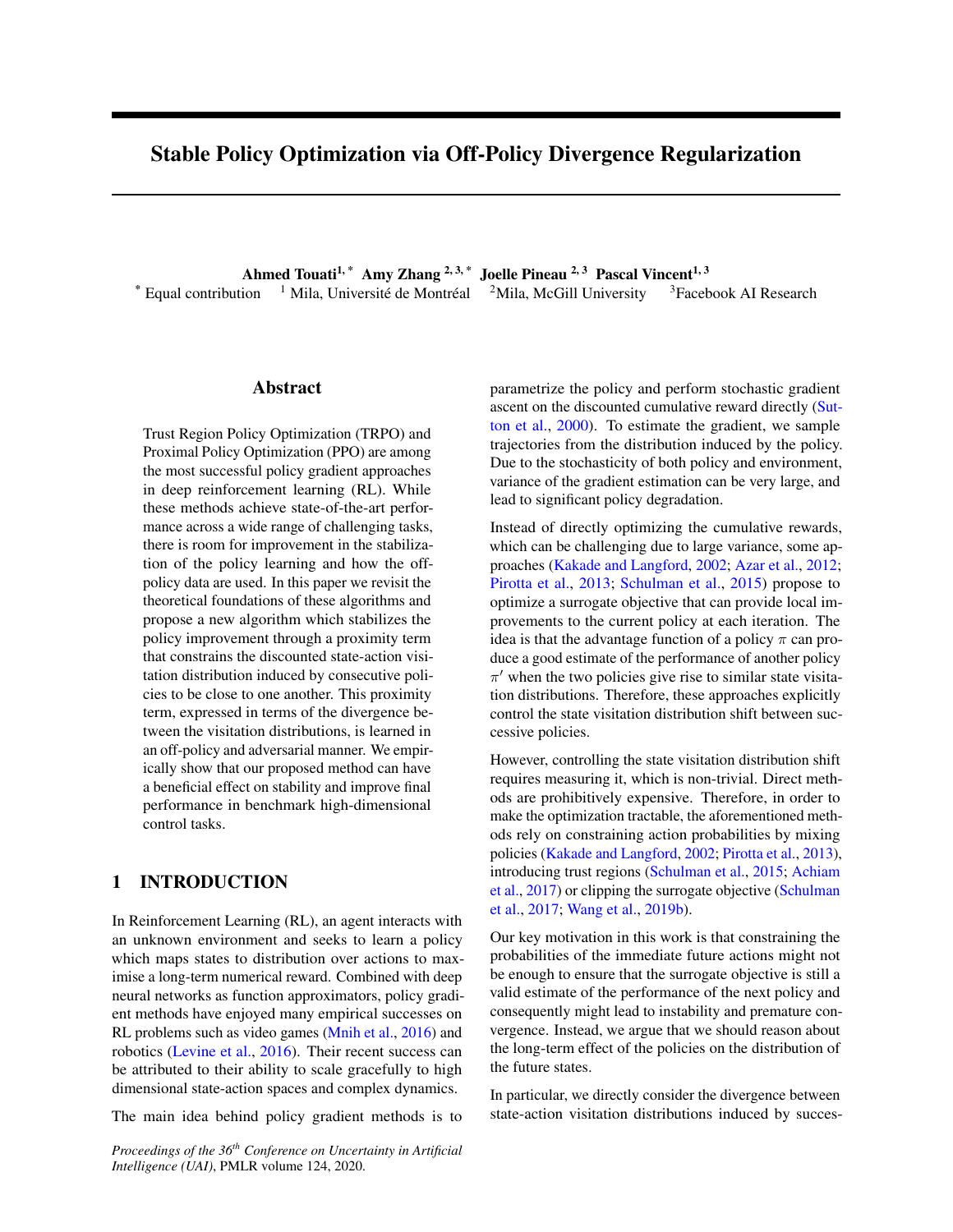# Stable Policy Optimization via Off-Policy Divergence Regularization

**Ahmed Touati**[1,*] **Amy Zhang** [2,3,*] **Joelle Pineau** [2,3] **Pascal Vincent**[1,3]

[*] Equal contribution [1] Mila, Université de Montréal [2]Mila, McGill University [3]Facebook AI Research

## Abstract

Trust Region Policy Optimization (TRPO) and Proximal Policy Optimization (PPO) are among the most successful policy gradient approaches in deep reinforcement learning (RL). While these methods achieve state-of-the-art performance across a wide range of challenging tasks, there is room for improvement in the stabilization of the policy learning and how the off-policy data are used. In this paper we revisit the theoretical foundations of these algorithms and propose a new algorithm which stabilizes the policy improvement through a proximity term that constrains the discounted state-action visitation distribution induced by consecutive policies to be close to one another. This proximity term, expressed in terms of the divergence between the visitation distributions, is learned in an off-policy and adversarial manner. We empirically show that our proposed method can have a beneficial effect on stability and improve final performance in benchmark high-dimensional control tasks.

## 1 INTRODUCTION

In Reinforcement Learning (RL), an agent interacts with an unknown environment and seeks to learn a policy which maps states to distribution over actions to maximise a long-term numerical reward. Combined with deep neural networks as function approximators, policy gradient methods have enjoyed many empirical successes on RL problems such as video games (Mnih et al., 2016) and robotics (Levine et al., 2016). Their recent success can be attributed to their ability to scale gracefully to high dimensional state-action spaces and complex dynamics.

The main idea behind policy gradient methods is to parametrize the policy and perform stochastic gradient ascent on the discounted cumulative reward directly (Sutton et al., 2000). To estimate the gradient, we sample trajectories from the distribution induced by the policy. Due to the stochasticity of both policy and environment, variance of the gradient estimation can be very large, and lead to significant policy degradation.

Instead of directly optimizing the cumulative rewards, which can be challenging due to large variance, some approaches (Kakade and Langford, 2002; Azar et al., 2012; Pirotta et al., 2013; Schulman et al., 2015) propose to optimize a surrogate objective that can provide local improvements to the current policy at each iteration. The idea is that the advantage function of a policy $\pi$ can produce a good estimate of the performance of another policy $\pi'$ when the two policies give rise to similar state visitation distributions. Therefore, these approaches explicitly control the state visitation distribution shift between successive policies.

However, controlling the state visitation distribution shift requires measuring it, which is non-trivial. Direct methods are prohibitively expensive. Therefore, in order to make the optimization tractable, the aforementioned methods rely on constraining action probabilities by mixing policies (Kakade and Langford, 2002; Pirotta et al., 2013), introducing trust regions (Schulman et al., 2015; Achiam et al., 2017) or clipping the surrogate objective (Schulman et al., 2017; Wang et al., 2019b).

Our key motivation in this work is that constraining the probabilities of the immediate future actions might not be enough to ensure that the surrogate objective is still a valid estimate of the performance of the next policy and consequently might lead to instability and premature convergence. Instead, we argue that we should reason about the long-term effect of the policies on the distribution of the future states.

In particular, we directly consider the divergence between state-action visitation distributions induced by succes-

*Proceedings of the 36[th] Conference on Uncertainty in Artificial Intelligence (UAI)*, PMLR volume 124, 2020.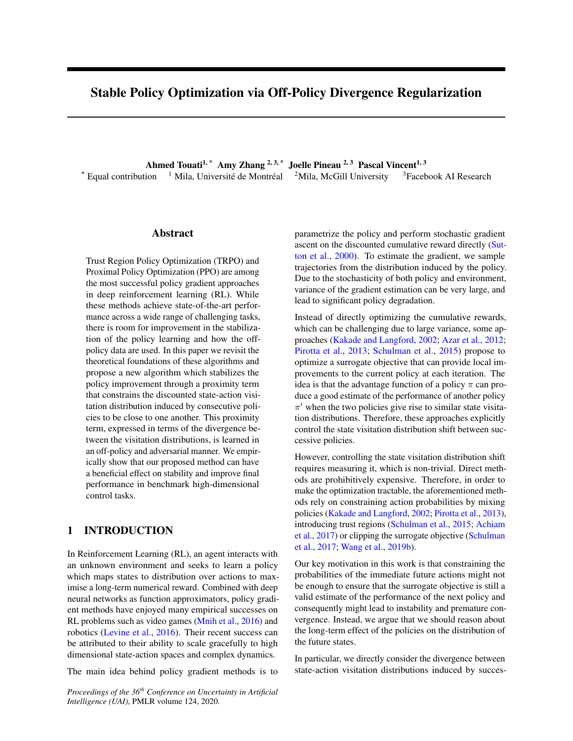# Stable Policy Optimization via Off-Policy Divergence Regularization

**Ahmed Touati**[1,*] **Amy Zhang** [2,3,*] **Joelle Pineau** [2,3] **Pascal Vincent**[1,3]

[*] Equal contribution [1] Mila, Université de Montréal [2]Mila, McGill University [3]Facebook AI Research

## Abstract

Trust Region Policy Optimization (TRPO) and Proximal Policy Optimization (PPO) are among the most successful policy gradient approaches in deep reinforcement learning (RL). While these methods achieve state-of-the-art performance across a wide range of challenging tasks, there is room for improvement in the stabilization of the policy learning and how the off-policy data are used. In this paper we revisit the theoretical foundations of these algorithms and propose a new algorithm which stabilizes the policy improvement through a proximity term that constrains the discounted state-action visitation distribution induced by consecutive policies to be close to one another. This proximity term, expressed in terms of the divergence between the visitation distributions, is learned in an off-policy and adversarial manner. We empirically show that our proposed method can have a beneficial effect on stability and improve final performance in benchmark high-dimensional control tasks.

## 1 INTRODUCTION

In Reinforcement Learning (RL), an agent interacts with an unknown environment and seeks to learn a policy which maps states to distribution over actions to maximise a long-term numerical reward. Combined with deep neural networks as function approximators, policy gradient methods have enjoyed many empirical successes on RL problems such as video games (Mnih et al., 2016) and robotics (Levine et al., 2016). Their recent success can be attributed to their ability to scale gracefully to high dimensional state-action spaces and complex dynamics.

The main idea behind policy gradient methods is to parametrize the policy and perform stochastic gradient ascent on the discounted cumulative reward directly (Sutton et al., 2000). To estimate the gradient, we sample trajectories from the distribution induced by the policy. Due to the stochasticity of both policy and environment, variance of the gradient estimation can be very large, and lead to significant policy degradation.

Instead of directly optimizing the cumulative rewards, which can be challenging due to large variance, some approaches (Kakade and Langford, 2002; Azar et al., 2012; Pirotta et al., 2013; Schulman et al., 2015) propose to optimize a surrogate objective that can provide local improvements to the current policy at each iteration. The idea is that the advantage function of a policy $\pi$ can produce a good estimate of the performance of another policy $\pi'$ when the two policies give rise to similar state visitation distributions. Therefore, these approaches explicitly control the state visitation distribution shift between successive policies.

However, controlling the state visitation distribution shift requires measuring it, which is non-trivial. Direct methods are prohibitively expensive. Therefore, in order to make the optimization tractable, the aforementioned methods rely on constraining action probabilities by mixing policies (Kakade and Langford, 2002; Pirotta et al., 2013), introducing trust regions (Schulman et al., 2015; Achiam et al., 2017) or clipping the surrogate objective (Schulman et al., 2017; Wang et al., 2019b).

Our key motivation in this work is that constraining the probabilities of the immediate future actions might not be enough to ensure that the surrogate objective is still a valid estimate of the performance of the next policy and consequently might lead to instability and premature convergence. Instead, we argue that we should reason about the long-term effect of the policies on the distribution of the future states.

In particular, we directly consider the divergence between state-action visitation distributions induced by succes-

*Proceedings of the 36th Conference on Uncertainty in Artificial Intelligence (UAI)*, PMLR volume 124, 2020.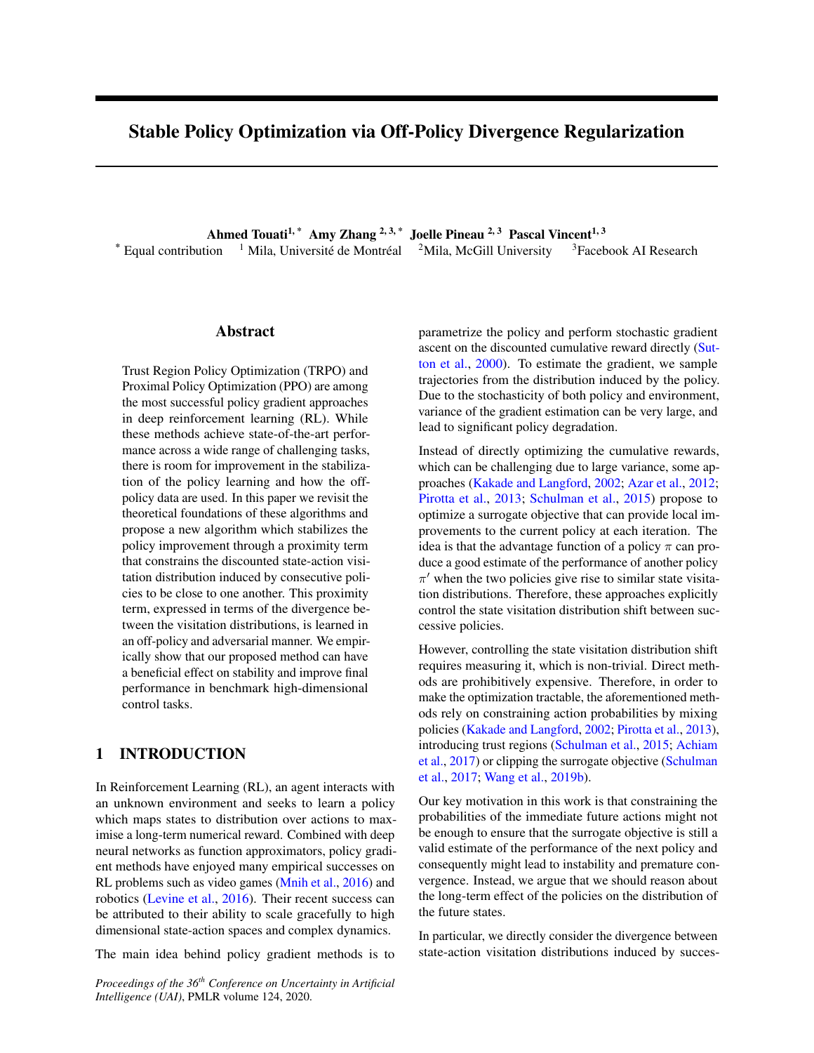# Stable Policy Optimization via Off-Policy Divergence Regularization

**Ahmed Touati**[1,*] **Amy Zhang**[2,3,*] **Joelle Pineau**[2,3] **Pascal Vincent**[1,3]

[*] Equal contribution [1] Mila, Université de Montréal [2]Mila, McGill University [3]Facebook AI Research

## Abstract

Trust Region Policy Optimization (TRPO) and Proximal Policy Optimization (PPO) are among the most successful policy gradient approaches in deep reinforcement learning (RL). While these methods achieve state-of-the-art performance across a wide range of challenging tasks, there is room for improvement in the stabilization of the policy learning and how the off-policy data are used. In this paper we revisit the theoretical foundations of these algorithms and propose a new algorithm which stabilizes the policy improvement through a proximity term that constrains the discounted state-action visitation distribution induced by consecutive policies to be close to one another. This proximity term, expressed in terms of the divergence between the visitation distributions, is learned in an off-policy and adversarial manner. We empirically show that our proposed method can have a beneficial effect on stability and improve final performance in benchmark high-dimensional control tasks.

## 1 INTRODUCTION

In Reinforcement Learning (RL), an agent interacts with an unknown environment and seeks to learn a policy which maps states to distribution over actions to maximise a long-term numerical reward. Combined with deep neural networks as function approximators, policy gradient methods have enjoyed many empirical successes on RL problems such as video games (Mnih et al., 2016) and robotics (Levine et al., 2016). Their recent success can be attributed to their ability to scale gracefully to high dimensional state-action spaces and complex dynamics.

The main idea behind policy gradient methods is to parametrize the policy and perform stochastic gradient ascent on the discounted cumulative reward directly (Sutton et al., 2000). To estimate the gradient, we sample trajectories from the distribution induced by the policy. Due to the stochasticity of both policy and environment, variance of the gradient estimation can be very large, and lead to significant policy degradation.

Instead of directly optimizing the cumulative rewards, which can be challenging due to large variance, some approaches (Kakade and Langford, 2002; Azar et al., 2012; Pirotta et al., 2013; Schulman et al., 2015) propose to optimize a surrogate objective that can provide local improvements to the current policy at each iteration. The idea is that the advantage function of a policy $\pi$ can produce a good estimate of the performance of another policy $\pi'$ when the two policies give rise to similar state visitation distributions. Therefore, these approaches explicitly control the state visitation distribution shift between successive policies.

However, controlling the state visitation distribution shift requires measuring it, which is non-trivial. Direct methods are prohibitively expensive. Therefore, in order to make the optimization tractable, the aforementioned methods rely on constraining action probabilities by mixing policies (Kakade and Langford, 2002; Pirotta et al., 2013), introducing trust regions (Schulman et al., 2015; Achiam et al., 2017) or clipping the surrogate objective (Schulman et al., 2017; Wang et al., 2019b).

Our key motivation in this work is that constraining the probabilities of the immediate future actions might not be enough to ensure that the surrogate objective is still a valid estimate of the performance of the next policy and consequently might lead to instability and premature convergence. Instead, we argue that we should reason about the long-term effect of the policies on the distribution of the future states.

In particular, we directly consider the divergence between state-action visitation distributions induced by succes-

*Proceedings of the 36th Conference on Uncertainty in Artificial Intelligence (UAI)*, PMLR volume 124, 2020.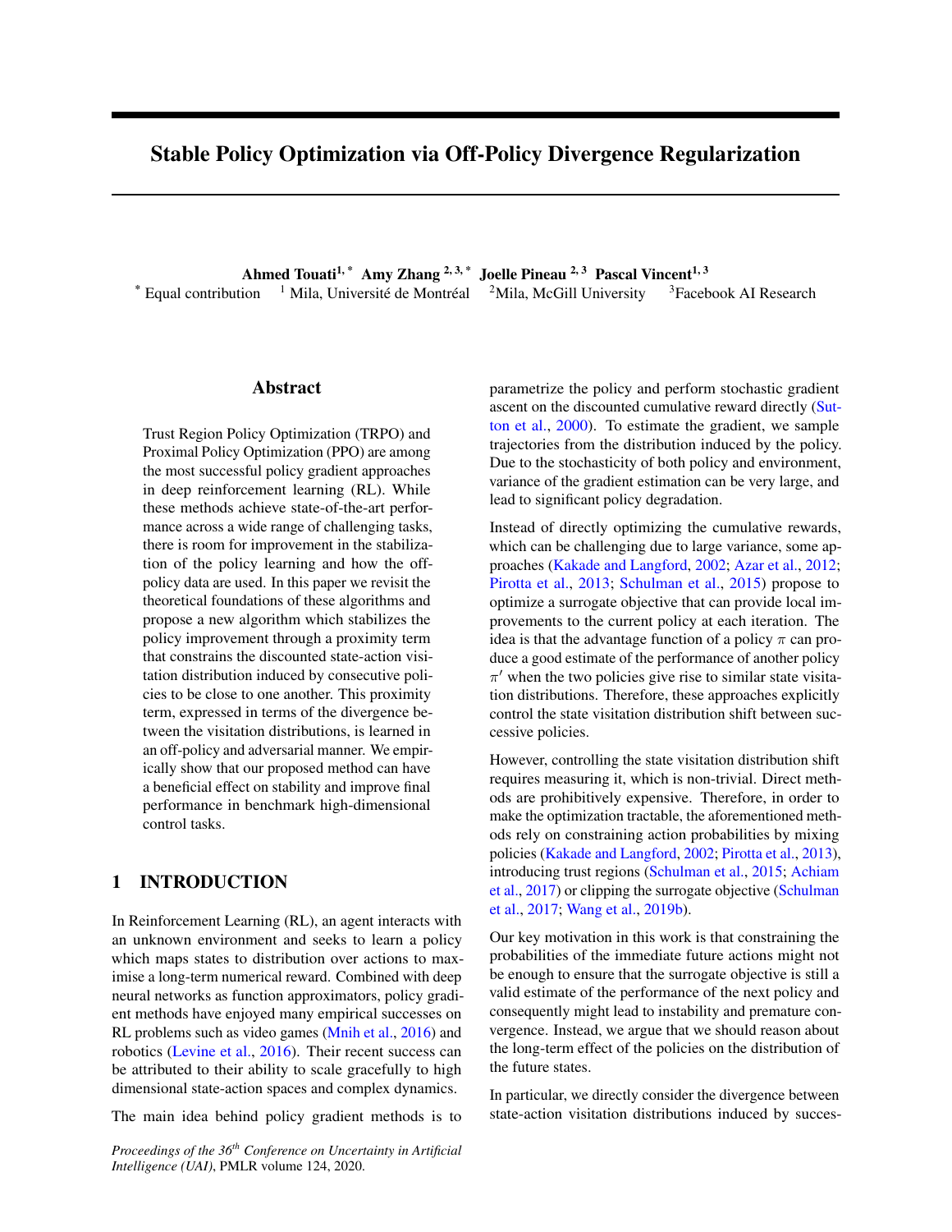# Stable Policy Optimization via Off-Policy Divergence Regularization

**Ahmed Touati**[1,*] **Amy Zhang**[2,3,*] **Joelle Pineau**[2,3] **Pascal Vincent**[1,3]

[*] Equal contribution [1] Mila, Université de Montréal [2]Mila, McGill University [3]Facebook AI Research

## Abstract

Trust Region Policy Optimization (TRPO) and Proximal Policy Optimization (PPO) are among the most successful policy gradient approaches in deep reinforcement learning (RL). While these methods achieve state-of-the-art performance across a wide range of challenging tasks, there is room for improvement in the stabilization of the policy learning and how the off-policy data are used. In this paper we revisit the theoretical foundations of these algorithms and propose a new algorithm which stabilizes the policy improvement through a proximity term that constrains the discounted state-action visitation distribution induced by consecutive policies to be close to one another. This proximity term, expressed in terms of the divergence between the visitation distributions, is learned in an off-policy and adversarial manner. We empirically show that our proposed method can have a beneficial effect on stability and improve final performance in benchmark high-dimensional control tasks.

## 1 INTRODUCTION

In Reinforcement Learning (RL), an agent interacts with an unknown environment and seeks to learn a policy which maps states to distribution over actions to maximise a long-term numerical reward. Combined with deep neural networks as function approximators, policy gradient methods have enjoyed many empirical successes on RL problems such as video games (Mnih et al., 2016) and robotics (Levine et al., 2016). Their recent success can be attributed to their ability to scale gracefully to high dimensional state-action spaces and complex dynamics.

The main idea behind policy gradient methods is to parametrize the policy and perform stochastic gradient ascent on the discounted cumulative reward directly (Sutton et al., 2000). To estimate the gradient, we sample trajectories from the distribution induced by the policy. Due to the stochasticity of both policy and environment, variance of the gradient estimation can be very large, and lead to significant policy degradation.

Instead of directly optimizing the cumulative rewards, which can be challenging due to large variance, some approaches (Kakade and Langford, 2002; Azar et al., 2012; Pirotta et al., 2013; Schulman et al., 2015) propose to optimize a surrogate objective that can provide local improvements to the current policy at each iteration. The idea is that the advantage function of a policy $\pi$ can produce a good estimate of the performance of another policy $\pi'$ when the two policies give rise to similar state visitation distributions. Therefore, these approaches explicitly control the state visitation distribution shift between successive policies.

However, controlling the state visitation distribution shift requires measuring it, which is non-trivial. Direct methods are prohibitively expensive. Therefore, in order to make the optimization tractable, the aforementioned methods rely on constraining action probabilities by mixing policies (Kakade and Langford, 2002; Pirotta et al., 2013), introducing trust regions (Schulman et al., 2015; Achiam et al., 2017) or clipping the surrogate objective (Schulman et al., 2017; Wang et al., 2019b).

Our key motivation in this work is that constraining the probabilities of the immediate future actions might not be enough to ensure that the surrogate objective is still a valid estimate of the performance of the next policy and consequently might lead to instability and premature convergence. Instead, we argue that we should reason about the long-term effect of the policies on the distribution of the future states.

In particular, we directly consider the divergence between state-action visitation distributions induced by succes-

*Proceedings of the 36[th] Conference on Uncertainty in Artificial Intelligence (UAI)*, PMLR volume 124, 2020.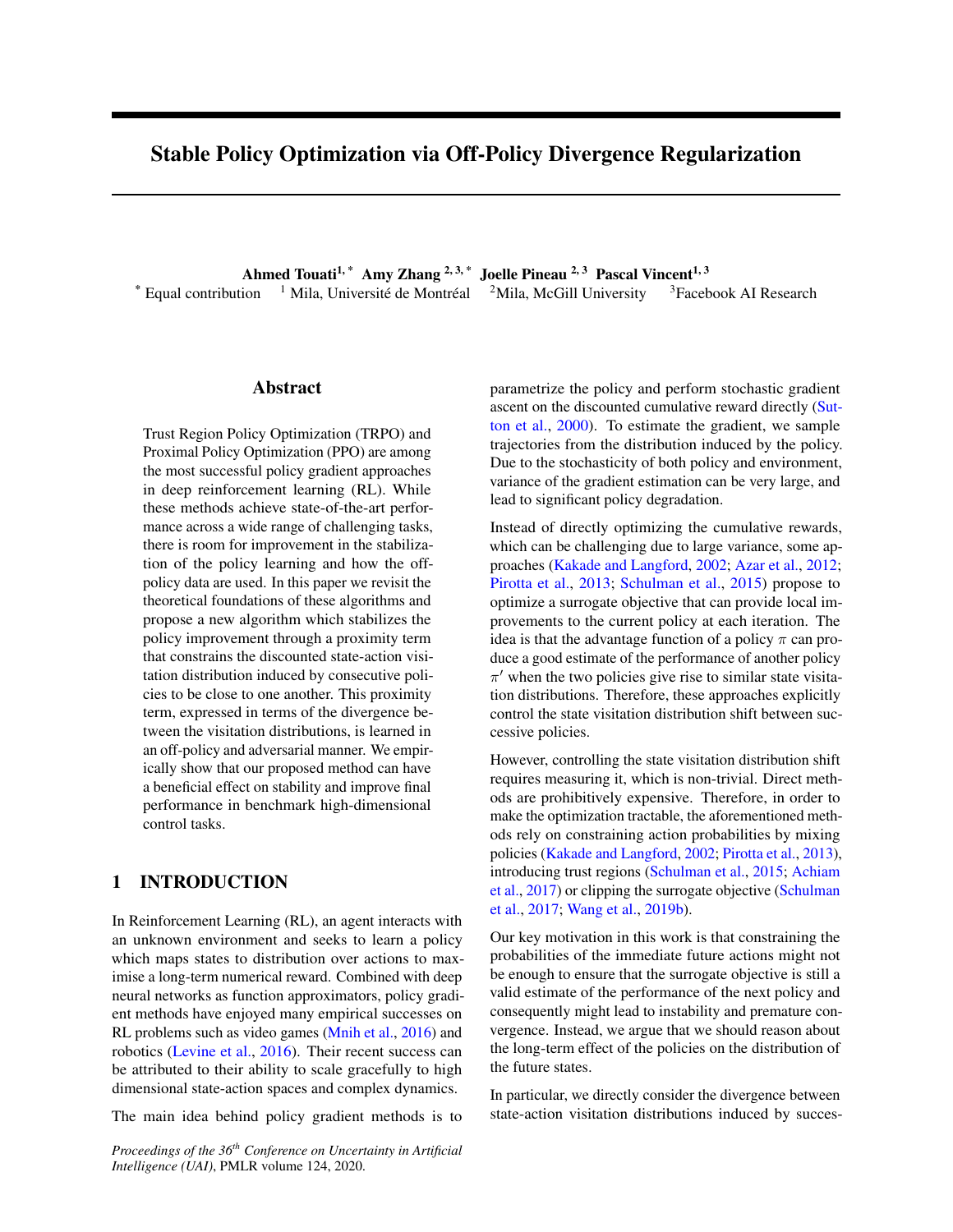# Stable Policy Optimization via Off-Policy Divergence Regularization

**Ahmed Touati**[1,*] **Amy Zhang**[2,3,*] **Joelle Pineau**[2,3] **Pascal Vincent**[1,3]

[*] Equal contribution [1] Mila, Université de Montréal [2]Mila, McGill University [3]Facebook AI Research

## Abstract

Trust Region Policy Optimization (TRPO) and Proximal Policy Optimization (PPO) are among the most successful policy gradient approaches in deep reinforcement learning (RL). While these methods achieve state-of-the-art performance across a wide range of challenging tasks, there is room for improvement in the stabilization of the policy learning and how the off-policy data are used. In this paper we revisit the theoretical foundations of these algorithms and propose a new algorithm which stabilizes the policy improvement through a proximity term that constrains the discounted state-action visitation distribution induced by consecutive policies to be close to one another. This proximity term, expressed in terms of the divergence between the visitation distributions, is learned in an off-policy and adversarial manner. We empirically show that our proposed method can have a beneficial effect on stability and improve final performance in benchmark high-dimensional control tasks.

## 1 INTRODUCTION

In Reinforcement Learning (RL), an agent interacts with an unknown environment and seeks to learn a policy which maps states to distribution over actions to maximise a long-term numerical reward. Combined with deep neural networks as function approximators, policy gradient methods have enjoyed many empirical successes on RL problems such as video games (Mnih et al., 2016) and robotics (Levine et al., 2016). Their recent success can be attributed to their ability to scale gracefully to high dimensional state-action spaces and complex dynamics.

The main idea behind policy gradient methods is to parametrize the policy and perform stochastic gradient ascent on the discounted cumulative reward directly (Sutton et al., 2000). To estimate the gradient, we sample trajectories from the distribution induced by the policy. Due to the stochasticity of both policy and environment, variance of the gradient estimation can be very large, and lead to significant policy degradation.

Instead of directly optimizing the cumulative rewards, which can be challenging due to large variance, some approaches (Kakade and Langford, 2002; Azar et al., 2012; Pirotta et al., 2013; Schulman et al., 2015) propose to optimize a surrogate objective that can provide local improvements to the current policy at each iteration. The idea is that the advantage function of a policy $\pi$ can produce a good estimate of the performance of another policy $\pi'$ when the two policies give rise to similar state visitation distributions. Therefore, these approaches explicitly control the state visitation distribution shift between successive policies.

However, controlling the state visitation distribution shift requires measuring it, which is non-trivial. Direct methods are prohibitively expensive. Therefore, in order to make the optimization tractable, the aforementioned methods rely on constraining action probabilities by mixing policies (Kakade and Langford, 2002; Pirotta et al., 2013), introducing trust regions (Schulman et al., 2015; Achiam et al., 2017) or clipping the surrogate objective (Schulman et al., 2017; Wang et al., 2019b).

Our key motivation in this work is that constraining the probabilities of the immediate future actions might not be enough to ensure that the surrogate objective is still a valid estimate of the performance of the next policy and consequently might lead to instability and premature convergence. Instead, we argue that we should reason about the long-term effect of the policies on the distribution of the future states.

In particular, we directly consider the divergence between state-action visitation distributions induced by succes-

*Proceedings of the 36[th] Conference on Uncertainty in Artificial Intelligence (UAI)*, PMLR volume 124, 2020.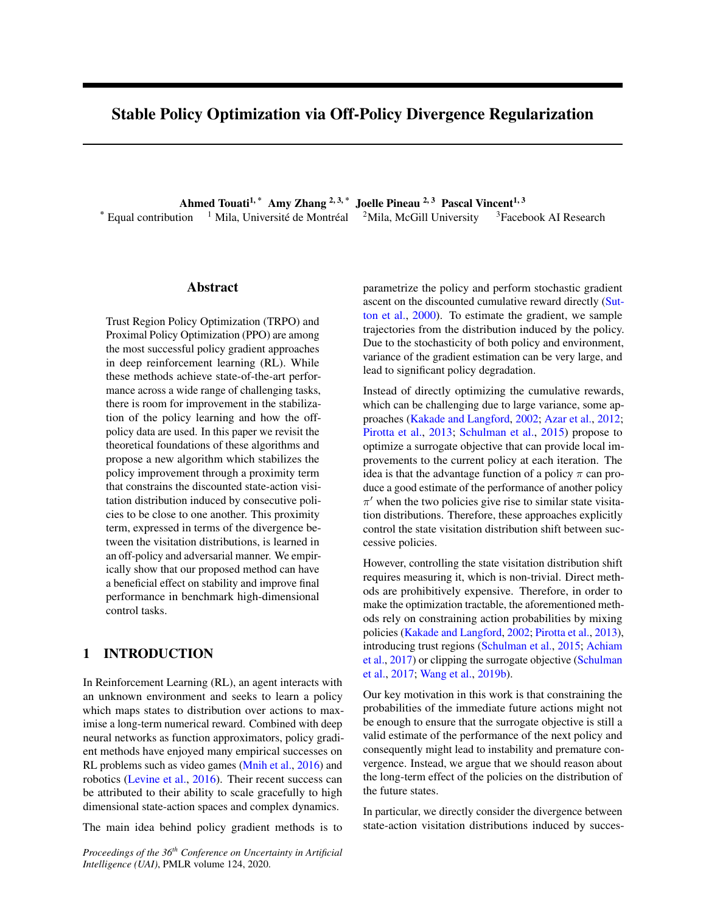# Stable Policy Optimization via Off-Policy Divergence Regularization

**Ahmed Touati**[1,*] **Amy Zhang**[2,3,*] **Joelle Pineau**[2,3] **Pascal Vincent**[1,3]

[*] Equal contribution [1] Mila, Université de Montréal [2]Mila, McGill University [3]Facebook AI Research

## Abstract

Trust Region Policy Optimization (TRPO) and Proximal Policy Optimization (PPO) are among the most successful policy gradient approaches in deep reinforcement learning (RL). While these methods achieve state-of-the-art performance across a wide range of challenging tasks, there is room for improvement in the stabilization of the policy learning and how the off-policy data are used. In this paper we revisit the theoretical foundations of these algorithms and propose a new algorithm which stabilizes the policy improvement through a proximity term that constrains the discounted state-action visitation distribution induced by consecutive policies to be close to one another. This proximity term, expressed in terms of the divergence between the visitation distributions, is learned in an off-policy and adversarial manner. We empirically show that our proposed method can have a beneficial effect on stability and improve final performance in benchmark high-dimensional control tasks.

## 1 INTRODUCTION

In Reinforcement Learning (RL), an agent interacts with an unknown environment and seeks to learn a policy which maps states to distribution over actions to maximise a long-term numerical reward. Combined with deep neural networks as function approximators, policy gradient methods have enjoyed many empirical successes on RL problems such as video games (Mnih et al., 2016) and robotics (Levine et al., 2016). Their recent success can be attributed to their ability to scale gracefully to high dimensional state-action spaces and complex dynamics.

The main idea behind policy gradient methods is to parametrize the policy and perform stochastic gradient ascent on the discounted cumulative reward directly (Sutton et al., 2000). To estimate the gradient, we sample trajectories from the distribution induced by the policy. Due to the stochasticity of both policy and environment, variance of the gradient estimation can be very large, and lead to significant policy degradation.

Instead of directly optimizing the cumulative rewards, which can be challenging due to large variance, some approaches (Kakade and Langford, 2002; Azar et al., 2012; Pirotta et al., 2013; Schulman et al., 2015) propose to optimize a surrogate objective that can provide local improvements to the current policy at each iteration. The idea is that the advantage function of a policy $\pi$ can produce a good estimate of the performance of another policy $\pi'$ when the two policies give rise to similar state visitation distributions. Therefore, these approaches explicitly control the state visitation distribution shift between successive policies.

However, controlling the state visitation distribution shift requires measuring it, which is non-trivial. Direct methods are prohibitively expensive. Therefore, in order to make the optimization tractable, the aforementioned methods rely on constraining action probabilities by mixing policies (Kakade and Langford, 2002; Pirotta et al., 2013), introducing trust regions (Schulman et al., 2015; Achiam et al., 2017) or clipping the surrogate objective (Schulman et al., 2017; Wang et al., 2019b).

Our key motivation in this work is that constraining the probabilities of the immediate future actions might not be enough to ensure that the surrogate objective is still a valid estimate of the performance of the next policy and consequently might lead to instability and premature convergence. Instead, we argue that we should reason about the long-term effect of the policies on the distribution of the future states.

In particular, we directly consider the divergence between state-action visitation distributions induced by succes-

*Proceedings of the 36th Conference on Uncertainty in Artificial Intelligence (UAI)*, PMLR volume 124, 2020.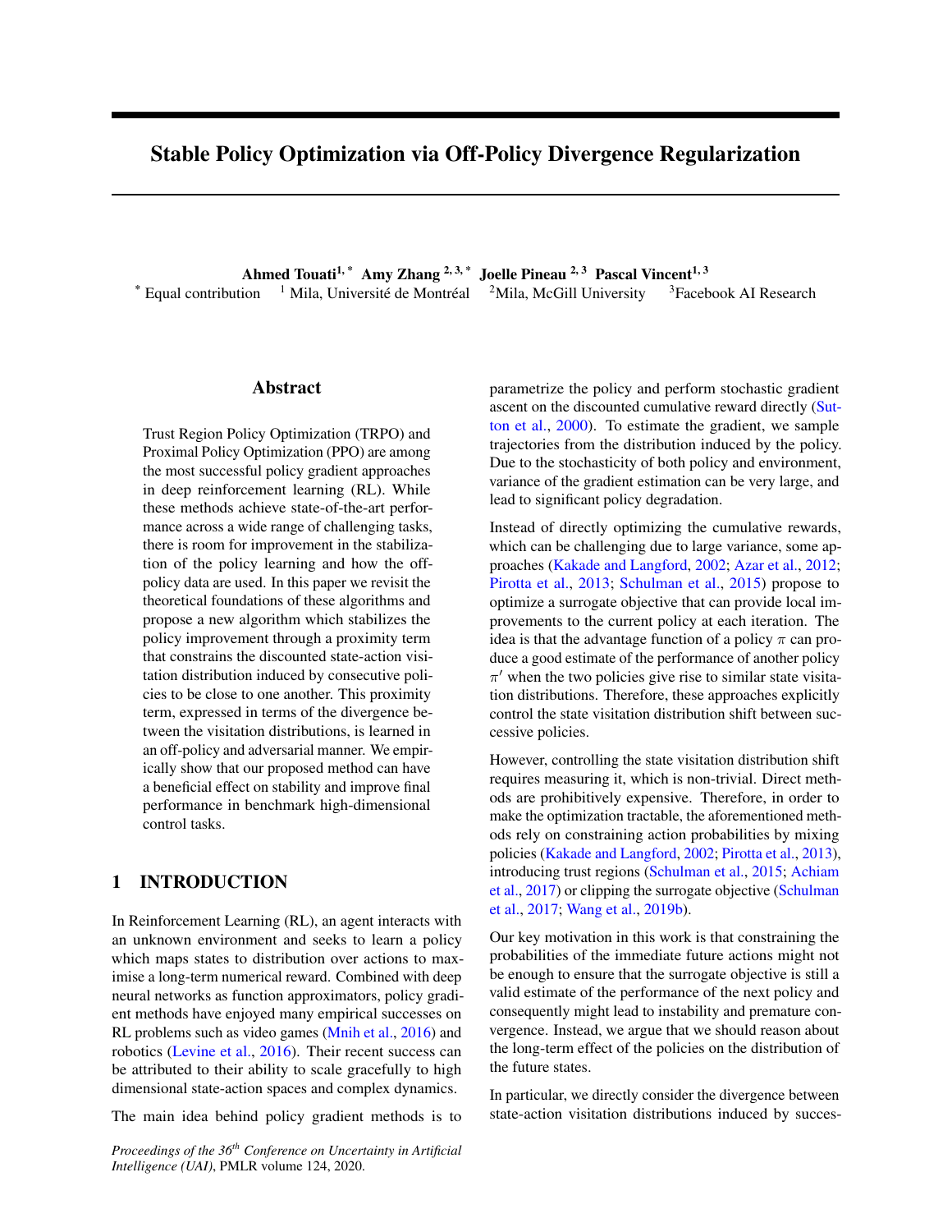# Stable Policy Optimization via Off-Policy Divergence Regularization

**Ahmed Touati**[1,*] **Amy Zhang**[2,3,*] **Joelle Pineau**[2,3] **Pascal Vincent**[1,3]

[*] Equal contribution [1] Mila, Université de Montréal [2]Mila, McGill University [3]Facebook AI Research

## Abstract

Trust Region Policy Optimization (TRPO) and Proximal Policy Optimization (PPO) are among the most successful policy gradient approaches in deep reinforcement learning (RL). While these methods achieve state-of-the-art performance across a wide range of challenging tasks, there is room for improvement in the stabilization of the policy learning and how the off-policy data are used. In this paper we revisit the theoretical foundations of these algorithms and propose a new algorithm which stabilizes the policy improvement through a proximity term that constrains the discounted state-action visitation distribution induced by consecutive policies to be close to one another. This proximity term, expressed in terms of the divergence between the visitation distributions, is learned in an off-policy and adversarial manner. We empirically show that our proposed method can have a beneficial effect on stability and improve final performance in benchmark high-dimensional control tasks.

## 1 INTRODUCTION

In Reinforcement Learning (RL), an agent interacts with an unknown environment and seeks to learn a policy which maps states to distribution over actions to maximise a long-term numerical reward. Combined with deep neural networks as function approximators, policy gradient methods have enjoyed many empirical successes on RL problems such as video games (Mnih et al., 2016) and robotics (Levine et al., 2016). Their recent success can be attributed to their ability to scale gracefully to high dimensional state-action spaces and complex dynamics.

The main idea behind policy gradient methods is to parametrize the policy and perform stochastic gradient ascent on the discounted cumulative reward directly (Sutton et al., 2000). To estimate the gradient, we sample trajectories from the distribution induced by the policy. Due to the stochasticity of both policy and environment, variance of the gradient estimation can be very large, and lead to significant policy degradation.

Instead of directly optimizing the cumulative rewards, which can be challenging due to large variance, some approaches (Kakade and Langford, 2002; Azar et al., 2012; Pirotta et al., 2013; Schulman et al., 2015) propose to optimize a surrogate objective that can provide local improvements to the current policy at each iteration. The idea is that the advantage function of a policy $\pi$ can produce a good estimate of the performance of another policy $\pi'$ when the two policies give rise to similar state visitation distributions. Therefore, these approaches explicitly control the state visitation distribution shift between successive policies.

However, controlling the state visitation distribution shift requires measuring it, which is non-trivial. Direct methods are prohibitively expensive. Therefore, in order to make the optimization tractable, the aforementioned methods rely on constraining action probabilities by mixing policies (Kakade and Langford, 2002; Pirotta et al., 2013), introducing trust regions (Schulman et al., 2015; Achiam et al., 2017) or clipping the surrogate objective (Schulman et al., 2017; Wang et al., 2019b).

Our key motivation in this work is that constraining the probabilities of the immediate future actions might not be enough to ensure that the surrogate objective is still a valid estimate of the performance of the next policy and consequently might lead to instability and premature convergence. Instead, we argue that we should reason about the long-term effect of the policies on the distribution of the future states.

In particular, we directly consider the divergence between state-action visitation distributions induced by succes-

*Proceedings of the 36[th] Conference on Uncertainty in Artificial Intelligence (UAI)*, PMLR volume 124, 2020.